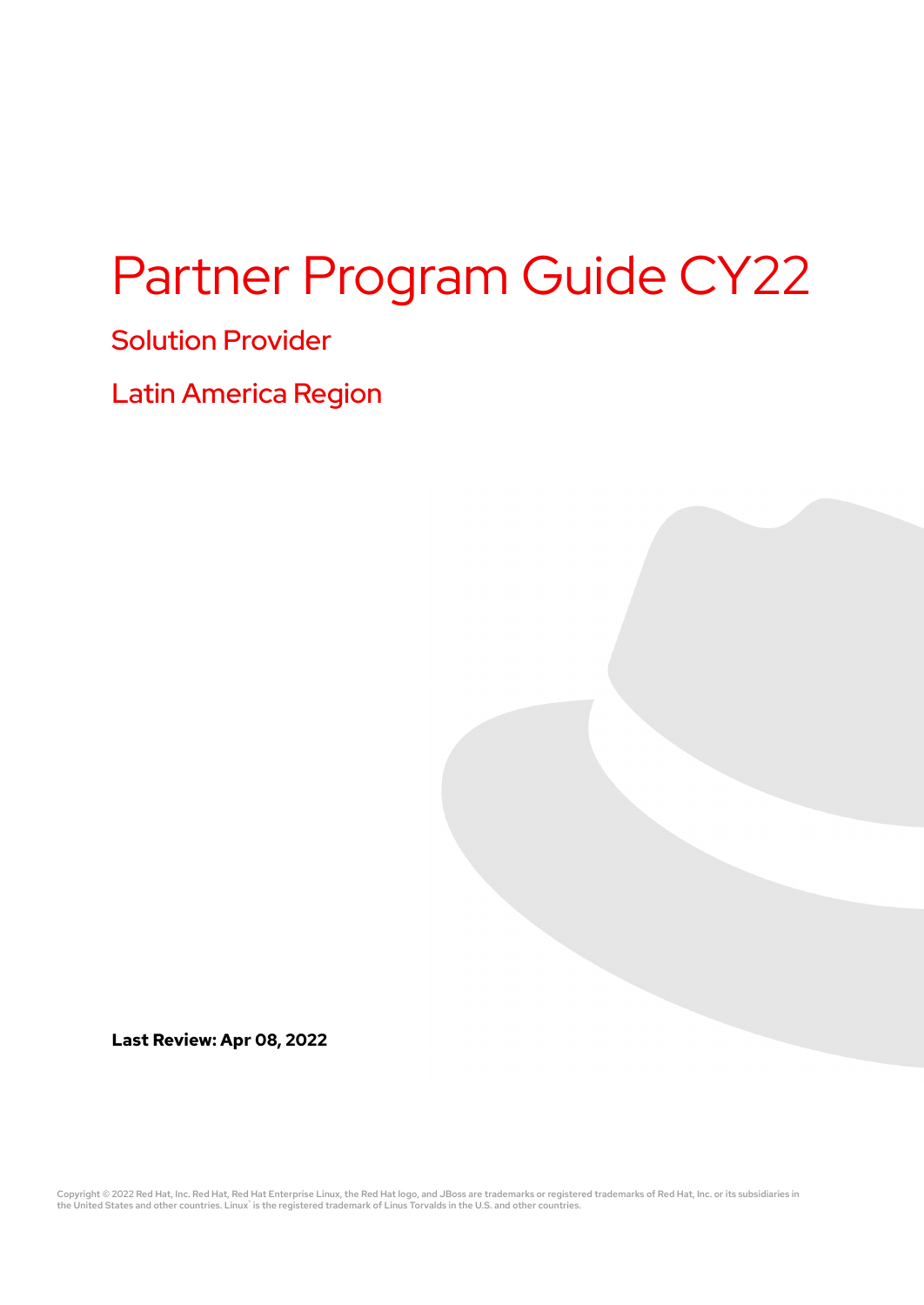# Partner Program Guide CY22

## Solution Provider

## Latin America Region

**Last Review: Apr 08, 2022**

Copyright © 2022 Red Hat, Inc. Red Hat, Red Hat Enterprise Linux, the Red Hat logo, and JBoss are trademarks or registered trademarks of Red Hat, Inc. or its subsidiaries in the United States and other countries. Linux® is the registered trademark of Linus Torvalds in the U.S. and other countries.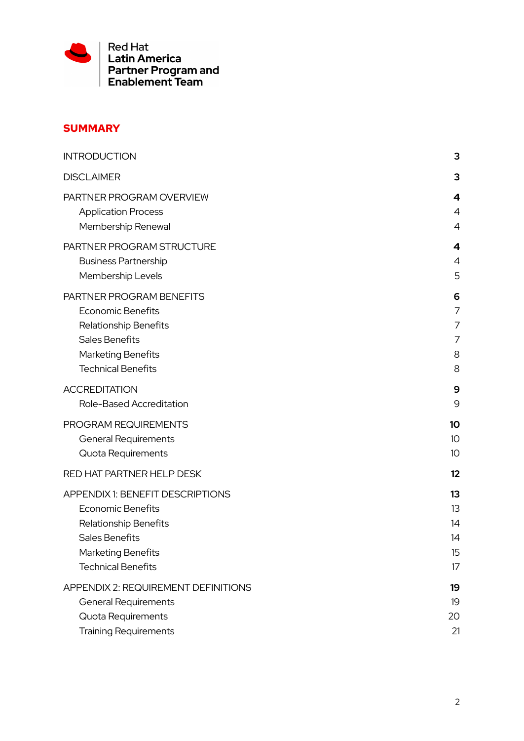**Red Hat**
**Latin America**
**Partner Program and**
**Enablement Team**

## SUMMARY

| | |
|---|---|
| INTRODUCTION | **3** |
| DISCLAIMER | **3** |
| PARTNER PROGRAM OVERVIEW | **4** |
| Application Process | 4 |
| Membership Renewal | 4 |
| PARTNER PROGRAM STRUCTURE | **4** |
| Business Partnership | 4 |
| Membership Levels | 5 |
| PARTNER PROGRAM BENEFITS | **6** |
| Economic Benefits | 7 |
| Relationship Benefits | 7 |
| Sales Benefits | 7 |
| Marketing Benefits | 8 |
| Technical Benefits | 8 |
| ACCREDITATION | **9** |
| Role-Based Accreditation | 9 |
| PROGRAM REQUIREMENTS | **10** |
| General Requirements | 10 |
| Quota Requirements | 10 |
| RED HAT PARTNER HELP DESK | **12** |
| APPENDIX 1: BENEFIT DESCRIPTIONS | **13** |
| Economic Benefits | 13 |
| Relationship Benefits | 14 |
| Sales Benefits | 14 |
| Marketing Benefits | 15 |
| Technical Benefits | 17 |
| APPENDIX 2: REQUIREMENT DEFINITIONS | **19** |
| General Requirements | 19 |
| Quota Requirements | 20 |
| Training Requirements | 21 |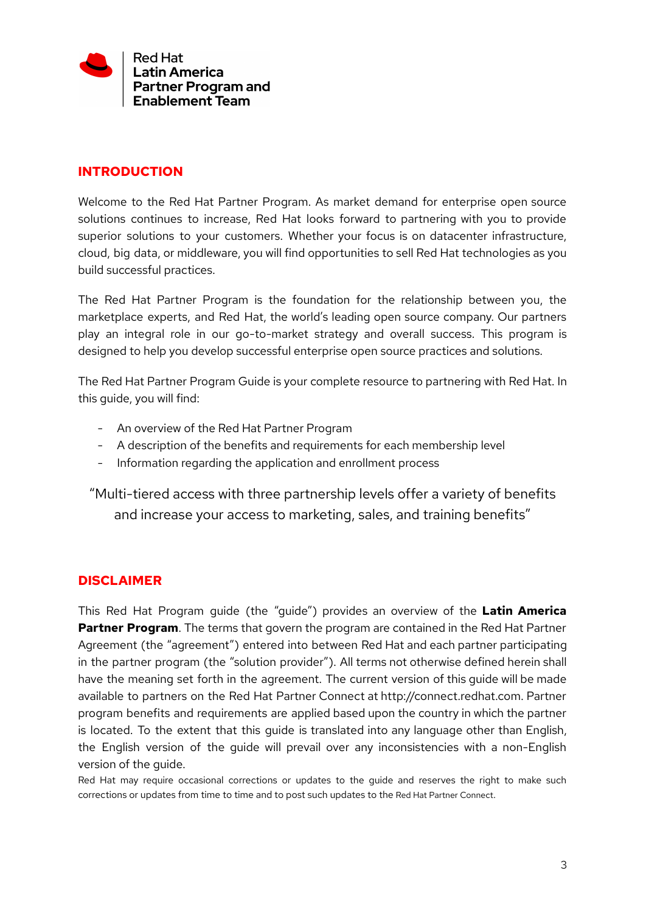Red Hat
**Latin America**
**Partner Program and**
**Enablement Team**

## INTRODUCTION

Welcome to the Red Hat Partner Program. As market demand for enterprise open source solutions continues to increase, Red Hat looks forward to partnering with you to provide superior solutions to your customers. Whether your focus is on datacenter infrastructure, cloud, big data, or middleware, you will find opportunities to sell Red Hat technologies as you build successful practices.

The Red Hat Partner Program is the foundation for the relationship between you, the marketplace experts, and Red Hat, the world's leading open source company. Our partners play an integral role in our go-to-market strategy and overall success. This program is designed to help you develop successful enterprise open source practices and solutions.

The Red Hat Partner Program Guide is your complete resource to partnering with Red Hat. In this guide, you will find:

- An overview of the Red Hat Partner Program
- A description of the benefits and requirements for each membership level
- Information regarding the application and enrollment process

> "Multi-tiered access with three partnership levels offer a variety of benefits and increase your access to marketing, sales, and training benefits"

## DISCLAIMER

This Red Hat Program guide (the "guide") provides an overview of the **Latin America Partner Program**. The terms that govern the program are contained in the Red Hat Partner Agreement (the "agreement") entered into between Red Hat and each partner participating in the partner program (the "solution provider"). All terms not otherwise defined herein shall have the meaning set forth in the agreement. The current version of this guide will be made available to partners on the Red Hat Partner Connect at http://connect.redhat.com. Partner program benefits and requirements are applied based upon the country in which the partner is located. To the extent that this guide is translated into any language other than English, the English version of the guide will prevail over any inconsistencies with a non-English version of the guide.

Red Hat may require occasional corrections or updates to the guide and reserves the right to make such corrections or updates from time to time and to post such updates to the Red Hat Partner Connect.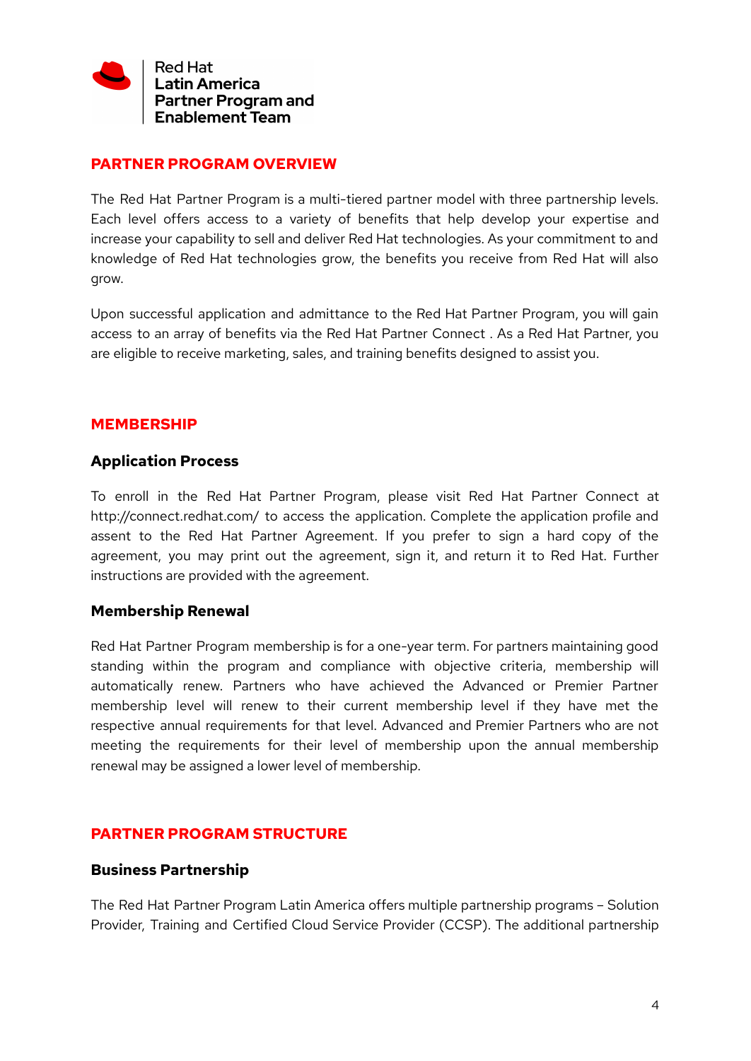## PARTNER PROGRAM OVERVIEW

The Red Hat Partner Program is a multi-tiered partner model with three partnership levels. Each level offers access to a variety of benefits that help develop your expertise and increase your capability to sell and deliver Red Hat technologies. As your commitment to and knowledge of Red Hat technologies grow, the benefits you receive from Red Hat will also grow.

Upon successful application and admittance to the Red Hat Partner Program, you will gain access to an array of benefits via the Red Hat Partner Connect . As a Red Hat Partner, you are eligible to receive marketing, sales, and training benefits designed to assist you.

## MEMBERSHIP

### Application Process

To enroll in the Red Hat Partner Program, please visit Red Hat Partner Connect at http://connect.redhat.com/ to access the application. Complete the application profile and assent to the Red Hat Partner Agreement. If you prefer to sign a hard copy of the agreement, you may print out the agreement, sign it, and return it to Red Hat. Further instructions are provided with the agreement.

### Membership Renewal

Red Hat Partner Program membership is for a one-year term. For partners maintaining good standing within the program and compliance with objective criteria, membership will automatically renew. Partners who have achieved the Advanced or Premier Partner membership level will renew to their current membership level if they have met the respective annual requirements for that level. Advanced and Premier Partners who are not meeting the requirements for their level of membership upon the annual membership renewal may be assigned a lower level of membership.

## PARTNER PROGRAM STRUCTURE

### Business Partnership

The Red Hat Partner Program Latin America offers multiple partnership programs – Solution Provider, Training and Certified Cloud Service Provider (CCSP). The additional partnership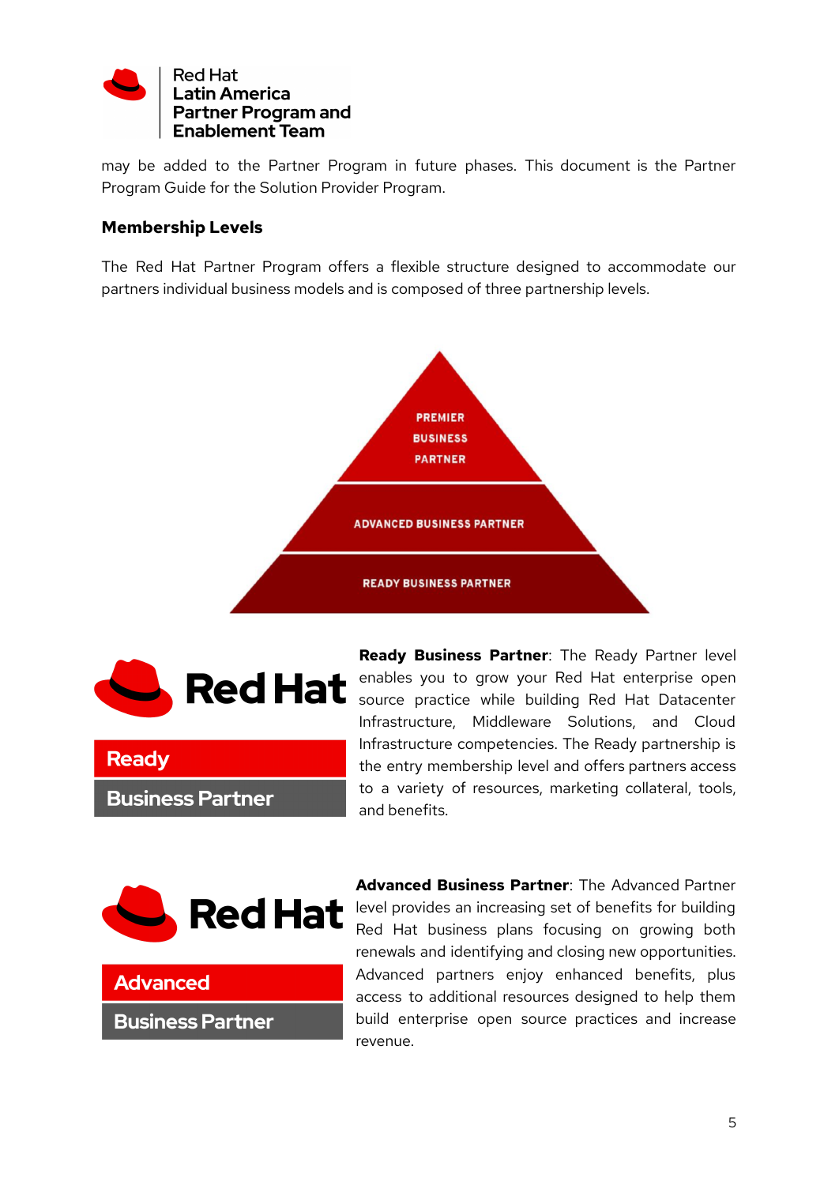may be added to the Partner Program in future phases. This document is the Partner Program Guide for the Solution Provider Program.

### Membership Levels

The Red Hat Partner Program offers a flexible structure designed to accommodate our partners individual business models and is composed of three partnership levels.

PREMIER BUSINESS PARTNER

ADVANCED BUSINESS PARTNER

READY BUSINESS PARTNER

Red Hat Ready Business Partner

**Ready Business Partner**: The Ready Partner level enables you to grow your Red Hat enterprise open source practice while building Red Hat Datacenter Infrastructure, Middleware Solutions, and Cloud Infrastructure competencies. The Ready partnership is the entry membership level and offers partners access to a variety of resources, marketing collateral, tools, and benefits.

Red Hat Advanced Business Partner

**Advanced Business Partner**: The Advanced Partner level provides an increasing set of benefits for building Red Hat business plans focusing on growing both renewals and identifying and closing new opportunities. Advanced partners enjoy enhanced benefits, plus access to additional resources designed to help them build enterprise open source practices and increase revenue.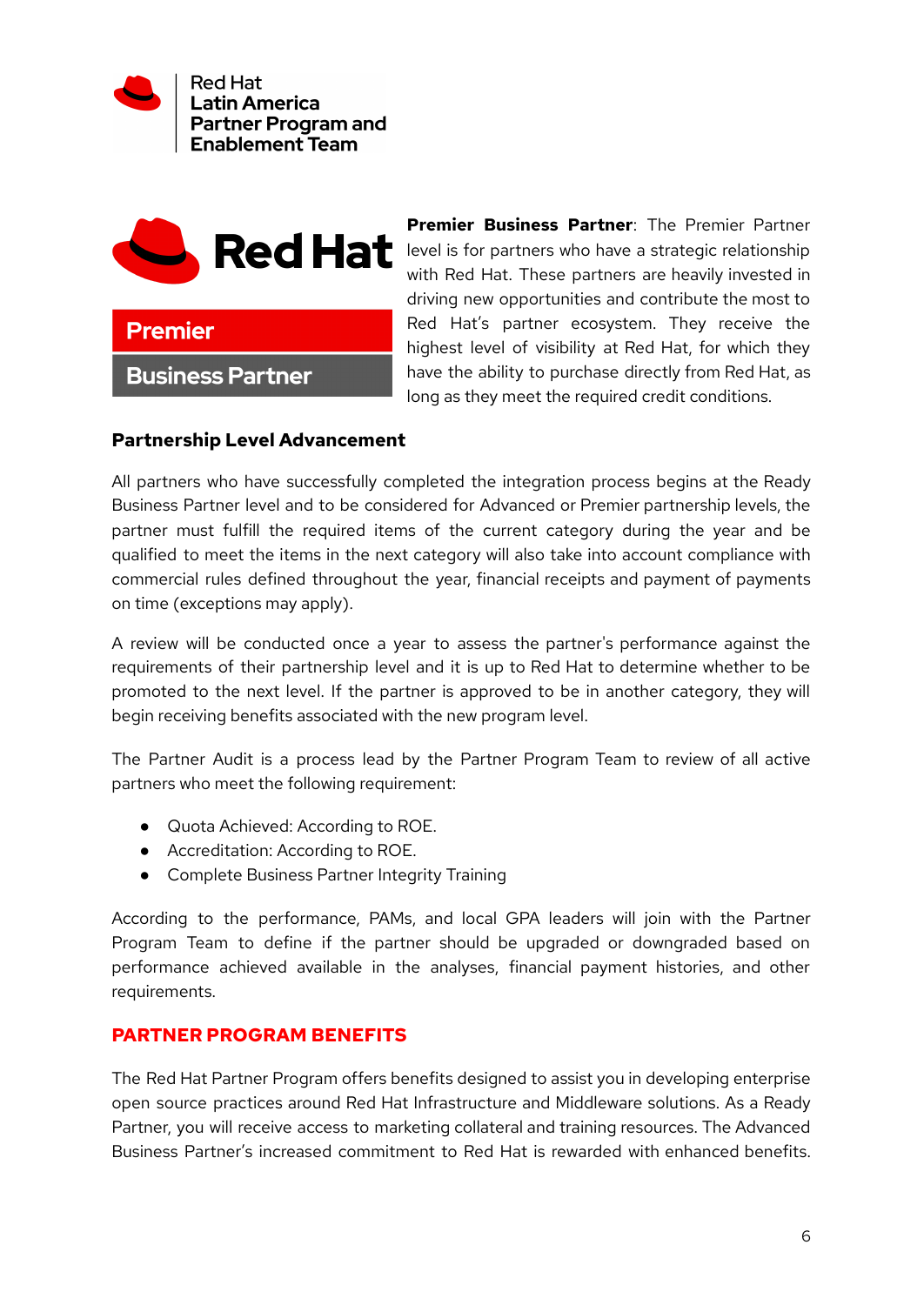**Premier Business Partner**: The Premier Partner level is for partners who have a strategic relationship with Red Hat. These partners are heavily invested in driving new opportunities and contribute the most to Red Hat's partner ecosystem. They receive the highest level of visibility at Red Hat, for which they have the ability to purchase directly from Red Hat, as long as they meet the required credit conditions.

### Partnership Level Advancement

All partners who have successfully completed the integration process begins at the Ready Business Partner level and to be considered for Advanced or Premier partnership levels, the partner must fulfill the required items of the current category during the year and be qualified to meet the items in the next category will also take into account compliance with commercial rules defined throughout the year, financial receipts and payment of payments on time (exceptions may apply).

A review will be conducted once a year to assess the partner's performance against the requirements of their partnership level and it is up to Red Hat to determine whether to be promoted to the next level. If the partner is approved to be in another category, they will begin receiving benefits associated with the new program level.

The Partner Audit is a process lead by the Partner Program Team to review of all active partners who meet the following requirement:

- Quota Achieved: According to ROE.
- Accreditation: According to ROE.
- Complete Business Partner Integrity Training

According to the performance, PAMs, and local GPA leaders will join with the Partner Program Team to define if the partner should be upgraded or downgraded based on performance achieved available in the analyses, financial payment histories, and other requirements.

## PARTNER PROGRAM BENEFITS

The Red Hat Partner Program offers benefits designed to assist you in developing enterprise open source practices around Red Hat Infrastructure and Middleware solutions. As a Ready Partner, you will receive access to marketing collateral and training resources. The Advanced Business Partner's increased commitment to Red Hat is rewarded with enhanced benefits.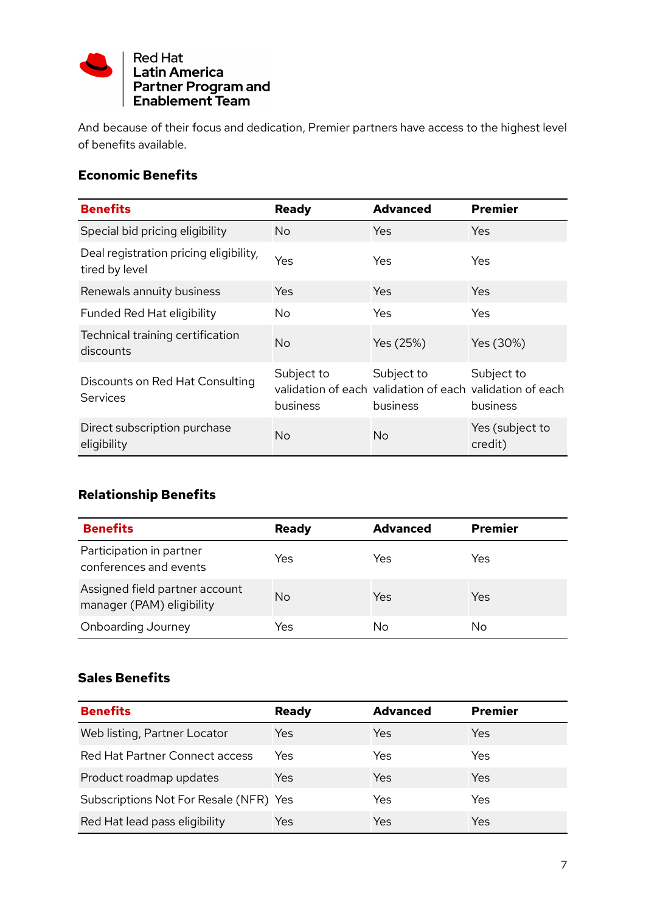And because of their focus and dedication, Premier partners have access to the highest level of benefits available.

### Economic Benefits

| Benefits | Ready | Advanced | Premier |
|---|---|---|---|
| Special bid pricing eligibility | No | Yes | Yes |
| Deal registration pricing eligibility, tired by level | Yes | Yes | Yes |
| Renewals annuity business | Yes | Yes | Yes |
| Funded Red Hat eligibility | No | Yes | Yes |
| Technical training certification discounts | No | Yes (25%) | Yes (30%) |
| Discounts on Red Hat Consulting Services | Subject to validation of each business | Subject to validation of each business | Subject to validation of each business |
| Direct subscription purchase eligibility | No | No | Yes (subject to credit) |

### Relationship Benefits

| Benefits | Ready | Advanced | Premier |
|---|---|---|---|
| Participation in partner conferences and events | Yes | Yes | Yes |
| Assigned field partner account manager (PAM) eligibility | No | Yes | Yes |
| Onboarding Journey | Yes | No | No |

### Sales Benefits

| Benefits | Ready | Advanced | Premier |
|---|---|---|---|
| Web listing, Partner Locator | Yes | Yes | Yes |
| Red Hat Partner Connect access | Yes | Yes | Yes |
| Product roadmap updates | Yes | Yes | Yes |
| Subscriptions Not For Resale (NFR) | Yes | Yes | Yes |
| Red Hat lead pass eligibility | Yes | Yes | Yes |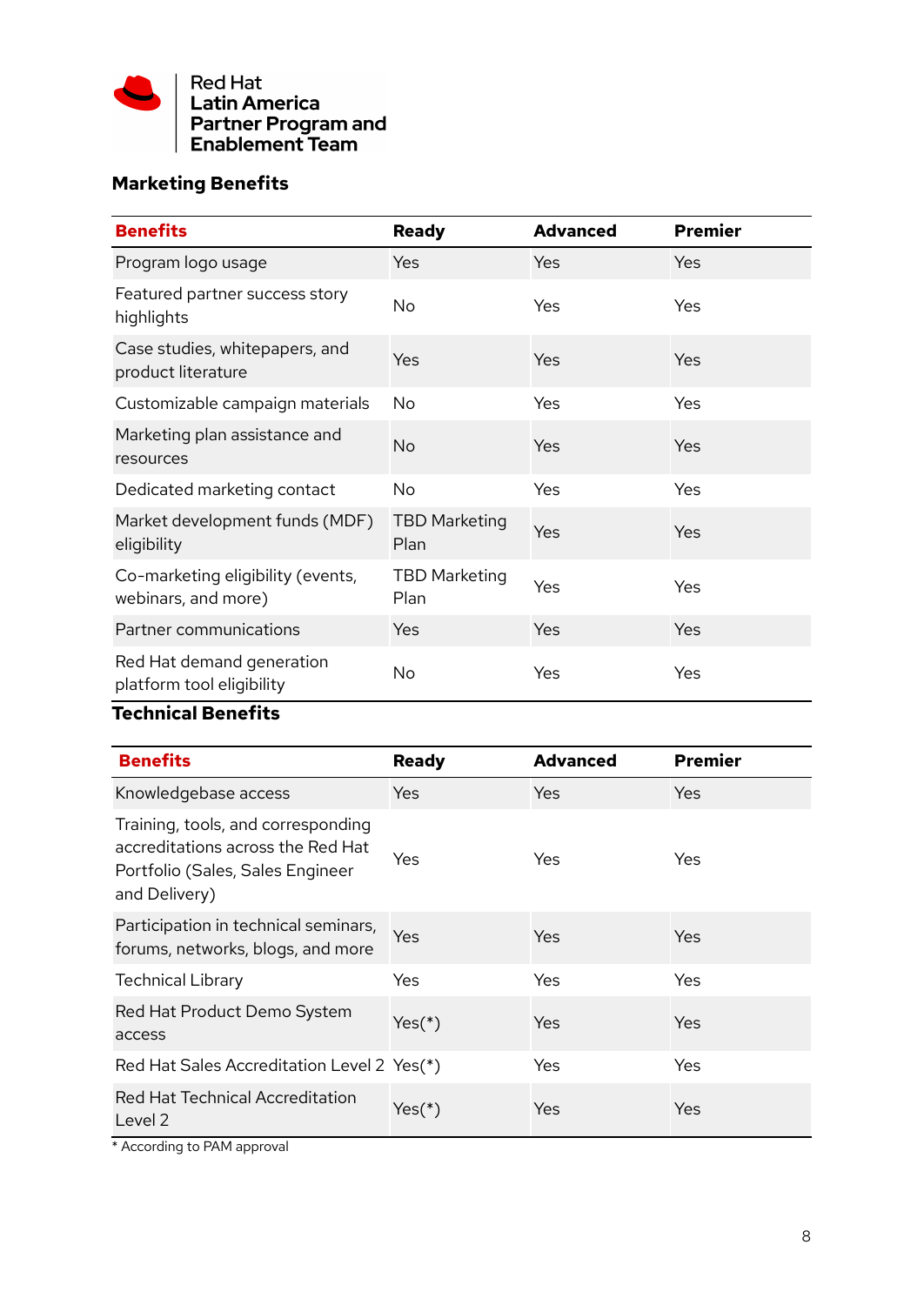Red Hat
Latin America
Partner Program and
Enablement Team

## Marketing Benefits

| Benefits | Ready | Advanced | Premier |
|---|---|---|---|
| Program logo usage | Yes | Yes | Yes |
| Featured partner success story highlights | No | Yes | Yes |
| Case studies, whitepapers, and product literature | Yes | Yes | Yes |
| Customizable campaign materials | No | Yes | Yes |
| Marketing plan assistance and resources | No | Yes | Yes |
| Dedicated marketing contact | No | Yes | Yes |
| Market development funds (MDF) eligibility | TBD Marketing Plan | Yes | Yes |
| Co-marketing eligibility (events, webinars, and more) | TBD Marketing Plan | Yes | Yes |
| Partner communications | Yes | Yes | Yes |
| Red Hat demand generation platform tool eligibility | No | Yes | Yes |

## Technical Benefits

| Benefits | Ready | Advanced | Premier |
|---|---|---|---|
| Knowledgebase access | Yes | Yes | Yes |
| Training, tools, and corresponding accreditations across the Red Hat Portfolio (Sales, Sales Engineer and Delivery) | Yes | Yes | Yes |
| Participation in technical seminars, forums, networks, blogs, and more | Yes | Yes | Yes |
| Technical Library | Yes | Yes | Yes |
| Red Hat Product Demo System access | Yes(*) | Yes | Yes |
| Red Hat Sales Accreditation Level 2 | Yes(*) | Yes | Yes |
| Red Hat Technical Accreditation Level 2 | Yes(*) | Yes | Yes |

* According to PAM approval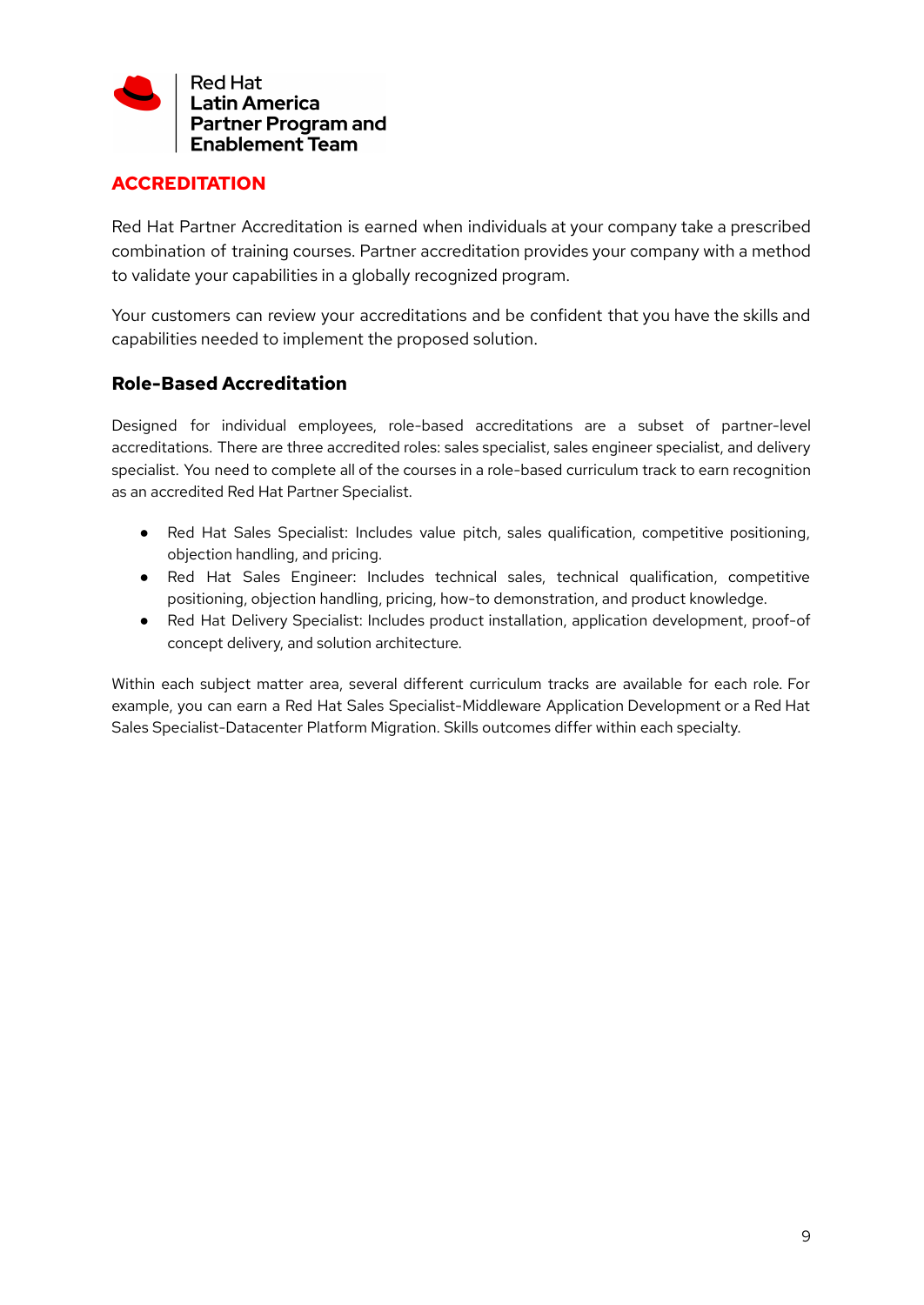## ACCREDITATION

Red Hat Partner Accreditation is earned when individuals at your company take a prescribed combination of training courses. Partner accreditation provides your company with a method to validate your capabilities in a globally recognized program.

Your customers can review your accreditations and be confident that you have the skills and capabilities needed to implement the proposed solution.

### Role-Based Accreditation

Designed for individual employees, role-based accreditations are a subset of partner-level accreditations. There are three accredited roles: sales specialist, sales engineer specialist, and delivery specialist. You need to complete all of the courses in a role-based curriculum track to earn recognition as an accredited Red Hat Partner Specialist.

- Red Hat Sales Specialist: Includes value pitch, sales qualification, competitive positioning, objection handling, and pricing.
- Red Hat Sales Engineer: Includes technical sales, technical qualification, competitive positioning, objection handling, pricing, how-to demonstration, and product knowledge.
- Red Hat Delivery Specialist: Includes product installation, application development, proof-of concept delivery, and solution architecture.

Within each subject matter area, several different curriculum tracks are available for each role. For example, you can earn a Red Hat Sales Specialist-Middleware Application Development or a Red Hat Sales Specialist-Datacenter Platform Migration. Skills outcomes differ within each specialty.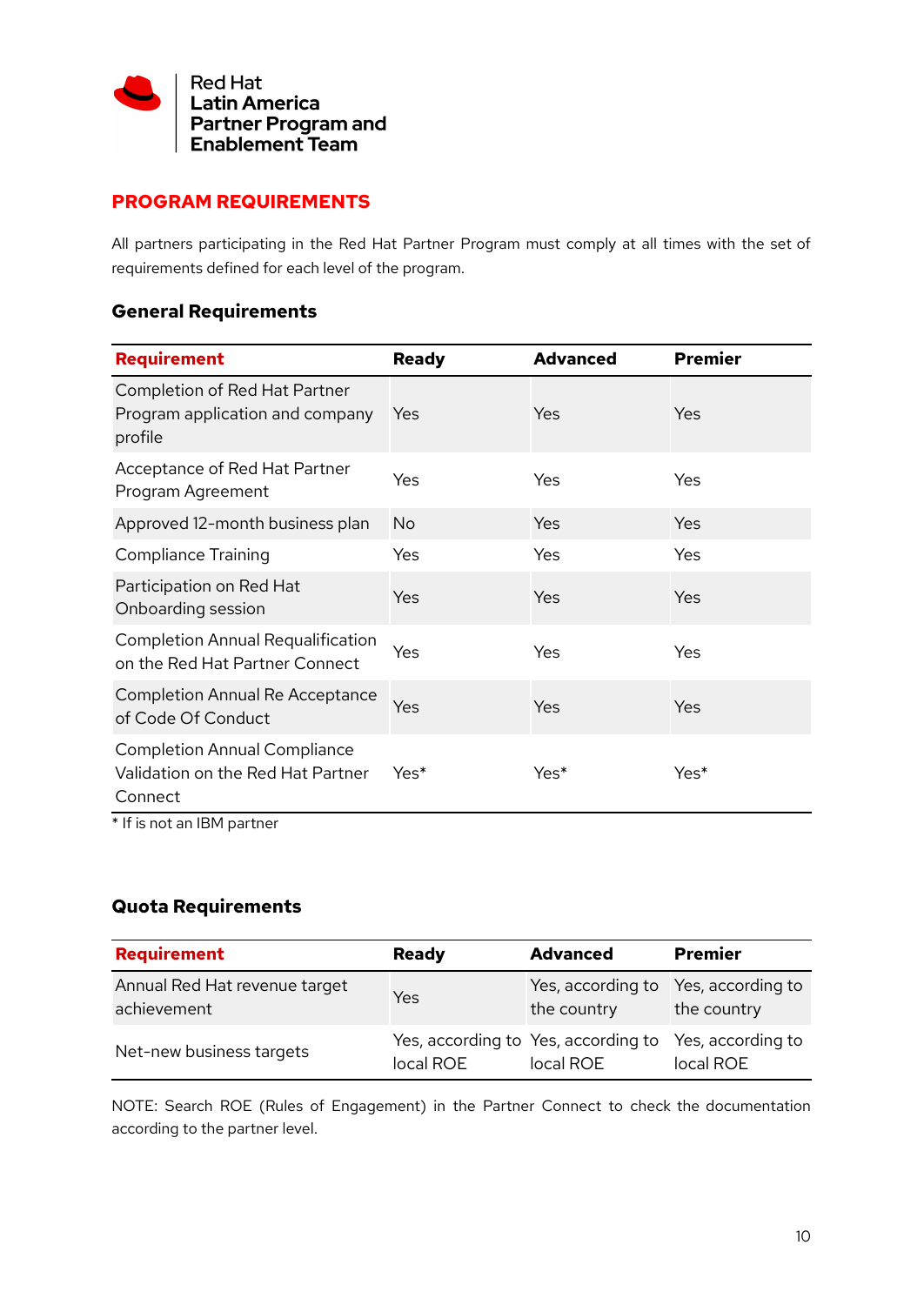Red Hat
Latin America
Partner Program and
Enablement Team

## PROGRAM REQUIREMENTS

All partners participating in the Red Hat Partner Program must comply at all times with the set of requirements defined for each level of the program.

### General Requirements

| Requirement | Ready | Advanced | Premier |
|---|---|---|---|
| Completion of Red Hat Partner Program application and company profile | Yes | Yes | Yes |
| Acceptance of Red Hat Partner Program Agreement | Yes | Yes | Yes |
| Approved 12-month business plan | No | Yes | Yes |
| Compliance Training | Yes | Yes | Yes |
| Participation on Red Hat Onboarding session | Yes | Yes | Yes |
| Completion Annual Requalification on the Red Hat Partner Connect | Yes | Yes | Yes |
| Completion Annual Re Acceptance of Code Of Conduct | Yes | Yes | Yes |
| Completion Annual Compliance Validation on the Red Hat Partner Connect | Yes* | Yes* | Yes* |

* If is not an IBM partner

### Quota Requirements

| Requirement | Ready | Advanced | Premier |
|---|---|---|---|
| Annual Red Hat revenue target achievement | Yes | Yes, according to the country | Yes, according to the country |
| Net-new business targets | Yes, according to local ROE | Yes, according to local ROE | Yes, according to local ROE |

NOTE: Search ROE (Rules of Engagement) in the Partner Connect to check the documentation according to the partner level.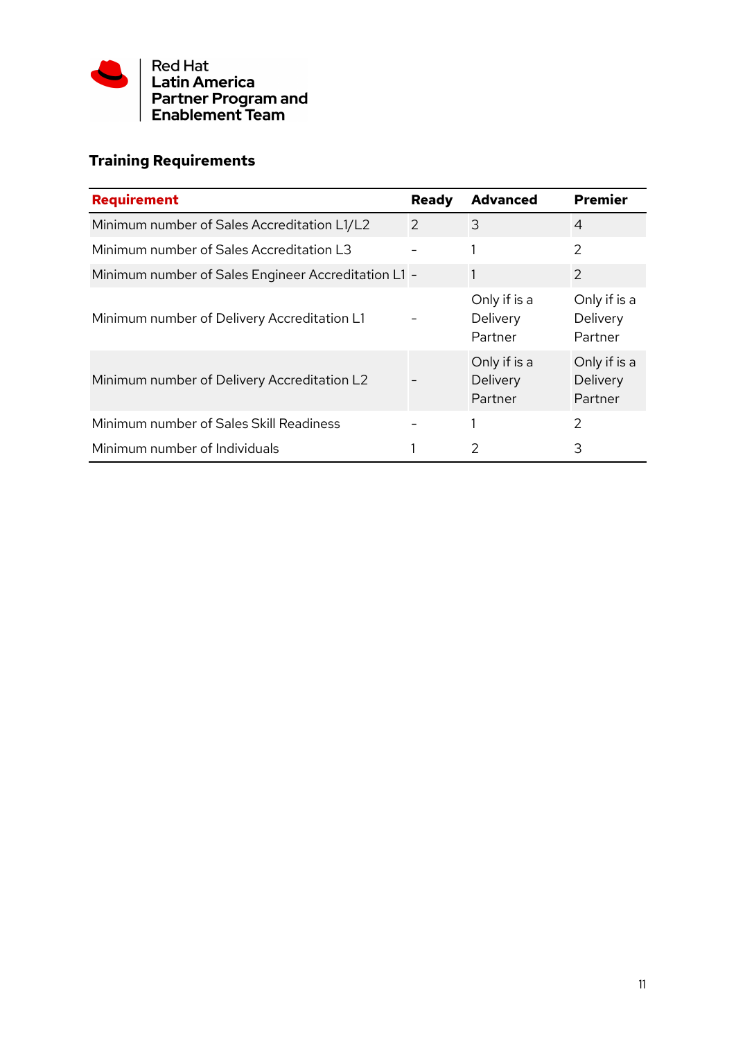Red Hat
**Latin America Partner Program and Enablement Team**

### Training Requirements

| Requirement | Ready | Advanced | Premier |
|---|---|---|---|
| Minimum number of Sales Accreditation L1/L2 | 2 | 3 | 4 |
| Minimum number of Sales Accreditation L3 | - | 1 | 2 |
| Minimum number of Sales Engineer Accreditation L1 | - | 1 | 2 |
| Minimum number of Delivery Accreditation L1 | - | Only if is a Delivery Partner | Only if is a Delivery Partner |
| Minimum number of Delivery Accreditation L2 | - | Only if is a Delivery Partner | Only if is a Delivery Partner |
| Minimum number of Sales Skill Readiness | - | 1 | 2 |
| Minimum number of Individuals | 1 | 2 | 3 |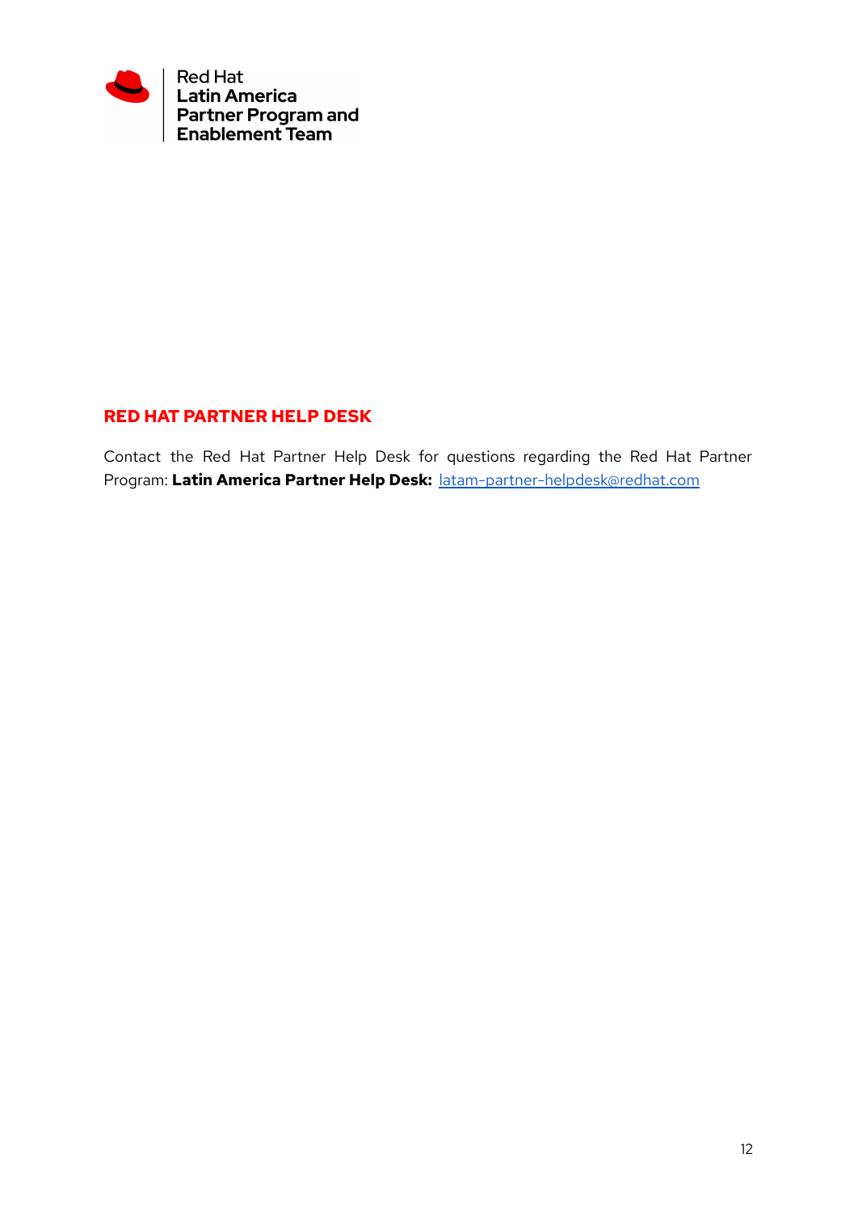Red Hat
**Latin America**
**Partner Program and**
**Enablement Team**

## RED HAT PARTNER HELP DESK

Contact the Red Hat Partner Help Desk for questions regarding the Red Hat Partner Program: **Latin America Partner Help Desk:** latam-partner-helpdesk@redhat.com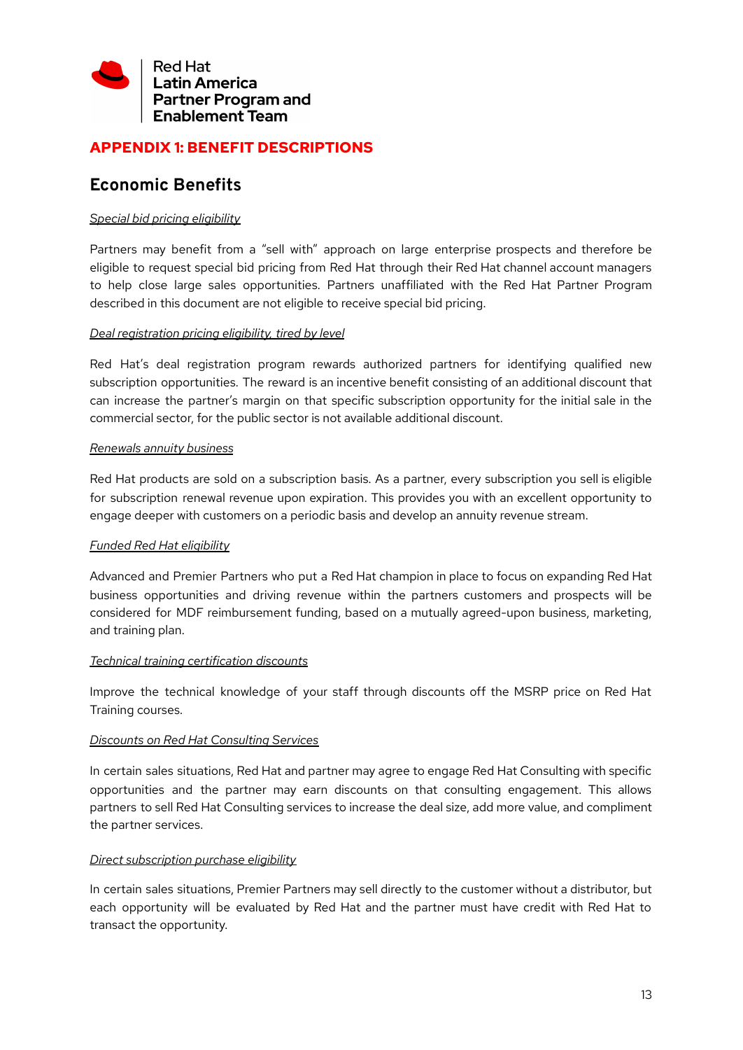## APPENDIX 1: BENEFIT DESCRIPTIONS

## Economic Benefits

*Special bid pricing eligibility*

Partners may benefit from a "sell with" approach on large enterprise prospects and therefore be eligible to request special bid pricing from Red Hat through their Red Hat channel account managers to help close large sales opportunities. Partners unaffiliated with the Red Hat Partner Program described in this document are not eligible to receive special bid pricing.

*Deal registration pricing eligibility, tired by level*

Red Hat's deal registration program rewards authorized partners for identifying qualified new subscription opportunities. The reward is an incentive benefit consisting of an additional discount that can increase the partner's margin on that specific subscription opportunity for the initial sale in the commercial sector, for the public sector is not available additional discount.

*Renewals annuity business*

Red Hat products are sold on a subscription basis. As a partner, every subscription you sell is eligible for subscription renewal revenue upon expiration. This provides you with an excellent opportunity to engage deeper with customers on a periodic basis and develop an annuity revenue stream.

*Funded Red Hat eligibility*

Advanced and Premier Partners who put a Red Hat champion in place to focus on expanding Red Hat business opportunities and driving revenue within the partners customers and prospects will be considered for MDF reimbursement funding, based on a mutually agreed-upon business, marketing, and training plan.

*Technical training certification discounts*

Improve the technical knowledge of your staff through discounts off the MSRP price on Red Hat Training courses.

*Discounts on Red Hat Consulting Services*

In certain sales situations, Red Hat and partner may agree to engage Red Hat Consulting with specific opportunities and the partner may earn discounts on that consulting engagement. This allows partners to sell Red Hat Consulting services to increase the deal size, add more value, and compliment the partner services.

*Direct subscription purchase eligibility*

In certain sales situations, Premier Partners may sell directly to the customer without a distributor, but each opportunity will be evaluated by Red Hat and the partner must have credit with Red Hat to transact the opportunity.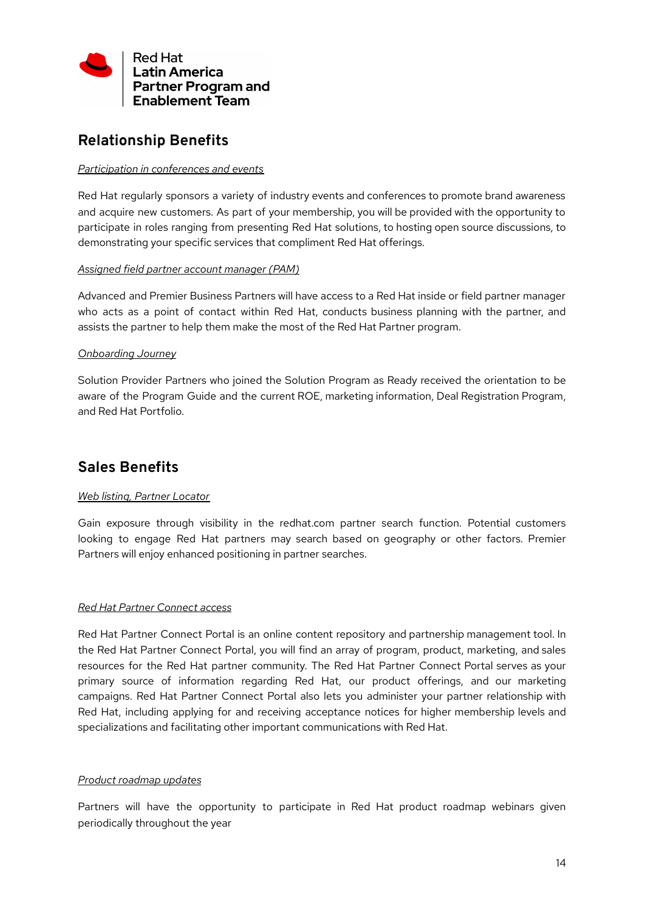## Relationship Benefits

*Participation in conferences and events*

Red Hat regularly sponsors a variety of industry events and conferences to promote brand awareness and acquire new customers. As part of your membership, you will be provided with the opportunity to participate in roles ranging from presenting Red Hat solutions, to hosting open source discussions, to demonstrating your specific services that compliment Red Hat offerings.

*Assigned field partner account manager (PAM)*

Advanced and Premier Business Partners will have access to a Red Hat inside or field partner manager who acts as a point of contact within Red Hat, conducts business planning with the partner, and assists the partner to help them make the most of the Red Hat Partner program.

*Onboarding Journey*

Solution Provider Partners who joined the Solution Program as Ready received the orientation to be aware of the Program Guide and the current ROE, marketing information, Deal Registration Program, and Red Hat Portfolio.

## Sales Benefits

*Web listing, Partner Locator*

Gain exposure through visibility in the redhat.com partner search function. Potential customers looking to engage Red Hat partners may search based on geography or other factors. Premier Partners will enjoy enhanced positioning in partner searches.

*Red Hat Partner Connect access*

Red Hat Partner Connect Portal is an online content repository and partnership management tool. In the Red Hat Partner Connect Portal, you will find an array of program, product, marketing, and sales resources for the Red Hat partner community. The Red Hat Partner Connect Portal serves as your primary source of information regarding Red Hat, our product offerings, and our marketing campaigns. Red Hat Partner Connect Portal also lets you administer your partner relationship with Red Hat, including applying for and receiving acceptance notices for higher membership levels and specializations and facilitating other important communications with Red Hat.

*Product roadmap updates*

Partners will have the opportunity to participate in Red Hat product roadmap webinars given periodically throughout the year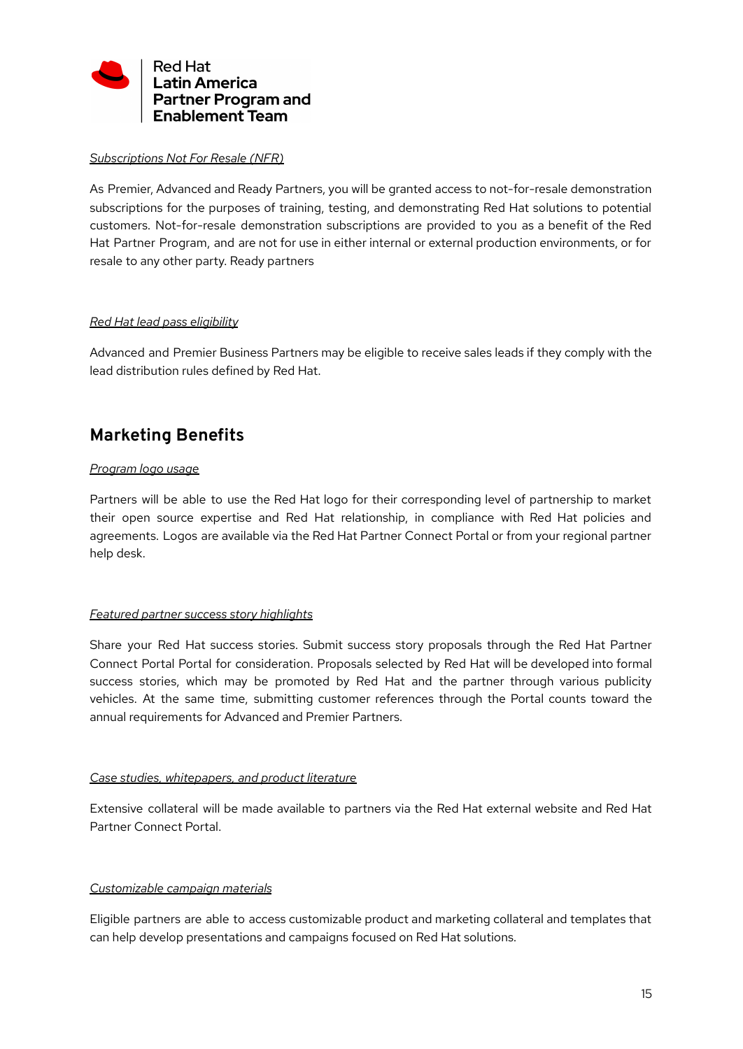*Subscriptions Not For Resale (NFR)*

As Premier, Advanced and Ready Partners, you will be granted access to not-for-resale demonstration subscriptions for the purposes of training, testing, and demonstrating Red Hat solutions to potential customers. Not-for-resale demonstration subscriptions are provided to you as a benefit of the Red Hat Partner Program, and are not for use in either internal or external production environments, or for resale to any other party. Ready partners

*Red Hat lead pass eligibility*

Advanced and Premier Business Partners may be eligible to receive sales leads if they comply with the lead distribution rules defined by Red Hat.

## Marketing Benefits

*Program logo usage*

Partners will be able to use the Red Hat logo for their corresponding level of partnership to market their open source expertise and Red Hat relationship, in compliance with Red Hat policies and agreements. Logos are available via the Red Hat Partner Connect Portal or from your regional partner help desk.

*Featured partner success story highlights*

Share your Red Hat success stories. Submit success story proposals through the Red Hat Partner Connect Portal Portal for consideration. Proposals selected by Red Hat will be developed into formal success stories, which may be promoted by Red Hat and the partner through various publicity vehicles. At the same time, submitting customer references through the Portal counts toward the annual requirements for Advanced and Premier Partners.

*Case studies, whitepapers, and product literature*

Extensive collateral will be made available to partners via the Red Hat external website and Red Hat Partner Connect Portal.

*Customizable campaign materials*

Eligible partners are able to access customizable product and marketing collateral and templates that can help develop presentations and campaigns focused on Red Hat solutions.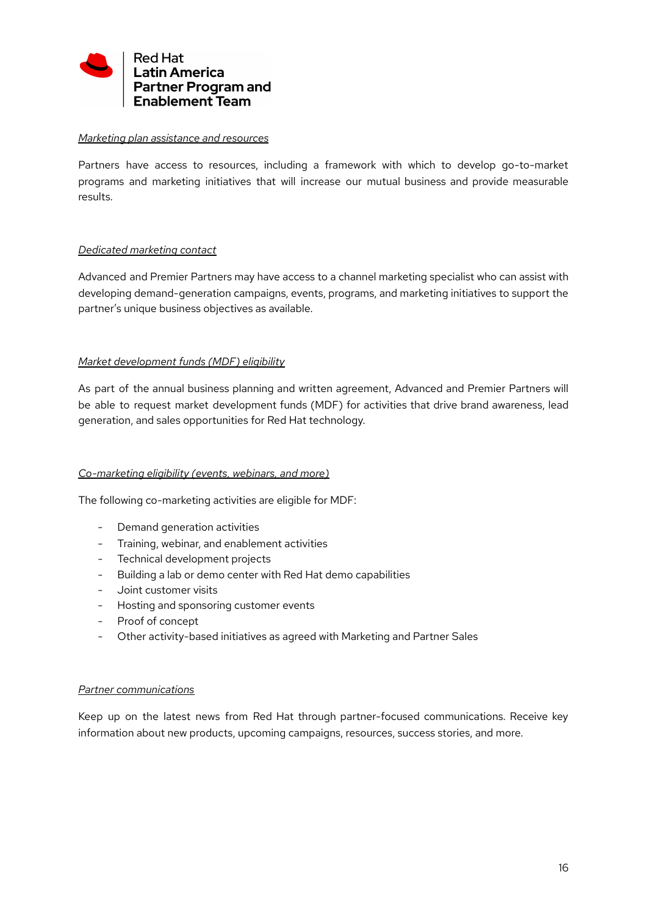*Marketing plan assistance and resources*

Partners have access to resources, including a framework with which to develop go-to-market programs and marketing initiatives that will increase our mutual business and provide measurable results.

*Dedicated marketing contact*

Advanced and Premier Partners may have access to a channel marketing specialist who can assist with developing demand-generation campaigns, events, programs, and marketing initiatives to support the partner's unique business objectives as available.

*Market development funds (MDF) eligibility*

As part of the annual business planning and written agreement, Advanced and Premier Partners will be able to request market development funds (MDF) for activities that drive brand awareness, lead generation, and sales opportunities for Red Hat technology.

*Co-marketing eligibility (events, webinars, and more)*

The following co-marketing activities are eligible for MDF:

- Demand generation activities
- Training, webinar, and enablement activities
- Technical development projects
- Building a lab or demo center with Red Hat demo capabilities
- Joint customer visits
- Hosting and sponsoring customer events
- Proof of concept
- Other activity-based initiatives as agreed with Marketing and Partner Sales

*Partner communications*

Keep up on the latest news from Red Hat through partner-focused communications. Receive key information about new products, upcoming campaigns, resources, success stories, and more.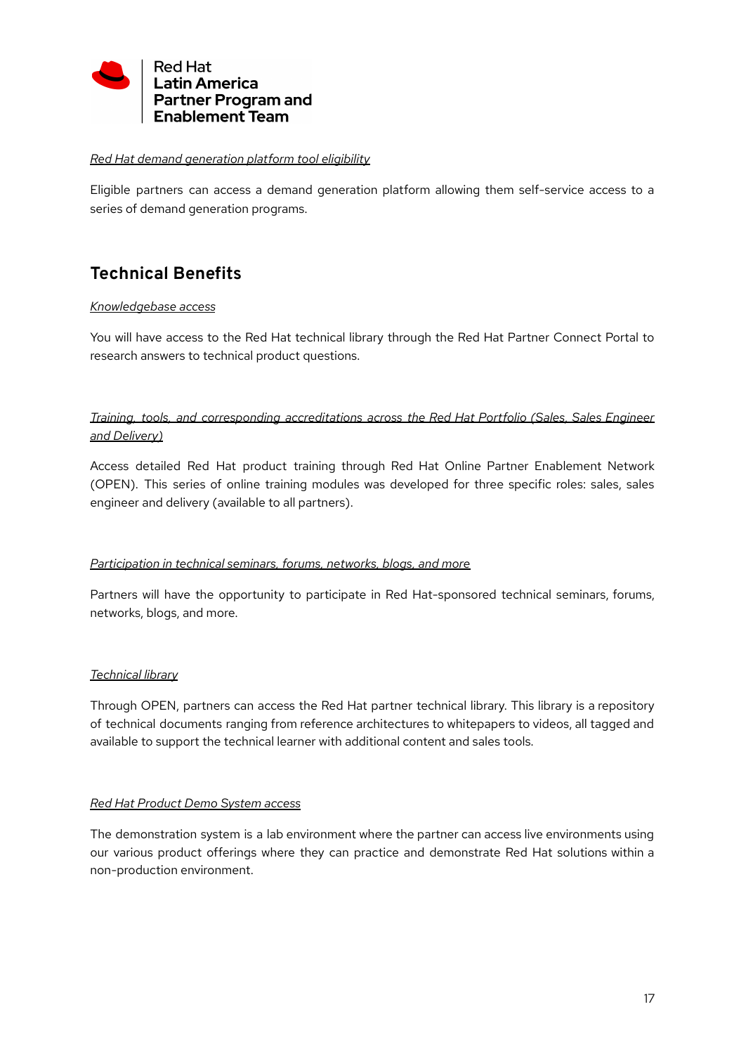*Red Hat demand generation platform tool eligibility*

Eligible partners can access a demand generation platform allowing them self-service access to a series of demand generation programs.

## Technical Benefits

*Knowledgebase access*

You will have access to the Red Hat technical library through the Red Hat Partner Connect Portal to research answers to technical product questions.

*Training, tools, and corresponding accreditations across the Red Hat Portfolio (Sales, Sales Engineer and Delivery)*

Access detailed Red Hat product training through Red Hat Online Partner Enablement Network (OPEN). This series of online training modules was developed for three specific roles: sales, sales engineer and delivery (available to all partners).

*Participation in technical seminars, forums, networks, blogs, and more*

Partners will have the opportunity to participate in Red Hat-sponsored technical seminars, forums, networks, blogs, and more.

*Technical library*

Through OPEN, partners can access the Red Hat partner technical library. This library is a repository of technical documents ranging from reference architectures to whitepapers to videos, all tagged and available to support the technical learner with additional content and sales tools.

*Red Hat Product Demo System access*

The demonstration system is a lab environment where the partner can access live environments using our various product offerings where they can practice and demonstrate Red Hat solutions within a non-production environment.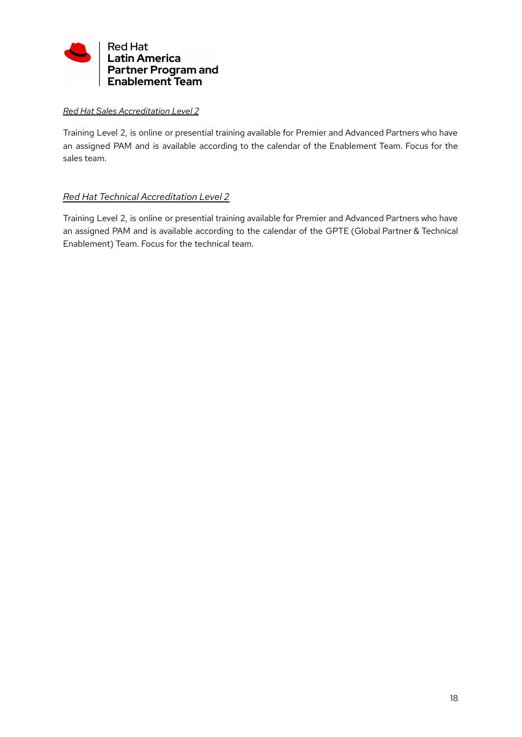*Red Hat Sales Accreditation Level 2*

Training Level 2, is online or presential training available for Premier and Advanced Partners who have an assigned PAM and is available according to the calendar of the Enablement Team. Focus for the sales team.

*Red Hat Technical Accreditation Level 2*

Training Level 2, is online or presential training available for Premier and Advanced Partners who have an assigned PAM and is available according to the calendar of the GPTE (Global Partner & Technical Enablement) Team. Focus for the technical team.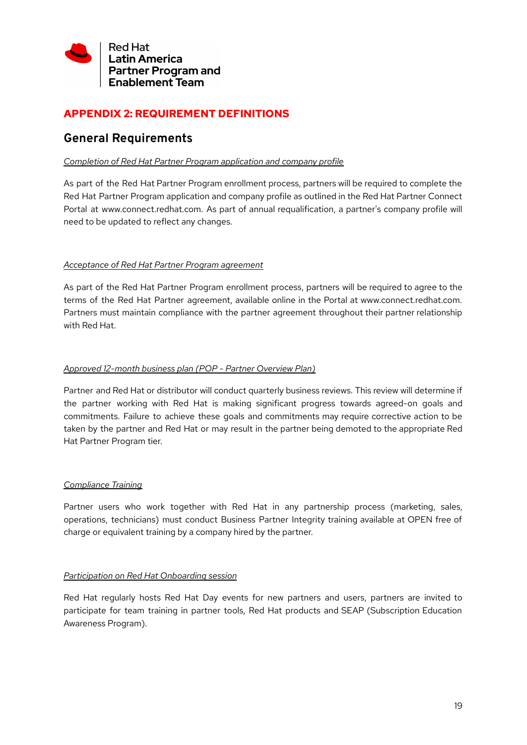## APPENDIX 2: REQUIREMENT DEFINITIONS

### General Requirements

*Completion of Red Hat Partner Program application and company profile*

As part of the Red Hat Partner Program enrollment process, partners will be required to complete the Red Hat Partner Program application and company profile as outlined in the Red Hat Partner Connect Portal at www.connect.redhat.com. As part of annual requalification, a partner's company profile will need to be updated to reflect any changes.

*Acceptance of Red Hat Partner Program agreement*

As part of the Red Hat Partner Program enrollment process, partners will be required to agree to the terms of the Red Hat Partner agreement, available online in the Portal at www.connect.redhat.com. Partners must maintain compliance with the partner agreement throughout their partner relationship with Red Hat.

*Approved 12-month business plan (POP - Partner Overview Plan)*

Partner and Red Hat or distributor will conduct quarterly business reviews. This review will determine if the partner working with Red Hat is making significant progress towards agreed-on goals and commitments. Failure to achieve these goals and commitments may require corrective action to be taken by the partner and Red Hat or may result in the partner being demoted to the appropriate Red Hat Partner Program tier.

*Compliance Training*

Partner users who work together with Red Hat in any partnership process (marketing, sales, operations, technicians) must conduct Business Partner Integrity training available at OPEN free of charge or equivalent training by a company hired by the partner.

*Participation on Red Hat Onboarding session*

Red Hat regularly hosts Red Hat Day events for new partners and users, partners are invited to participate for team training in partner tools, Red Hat products and SEAP (Subscription Education Awareness Program).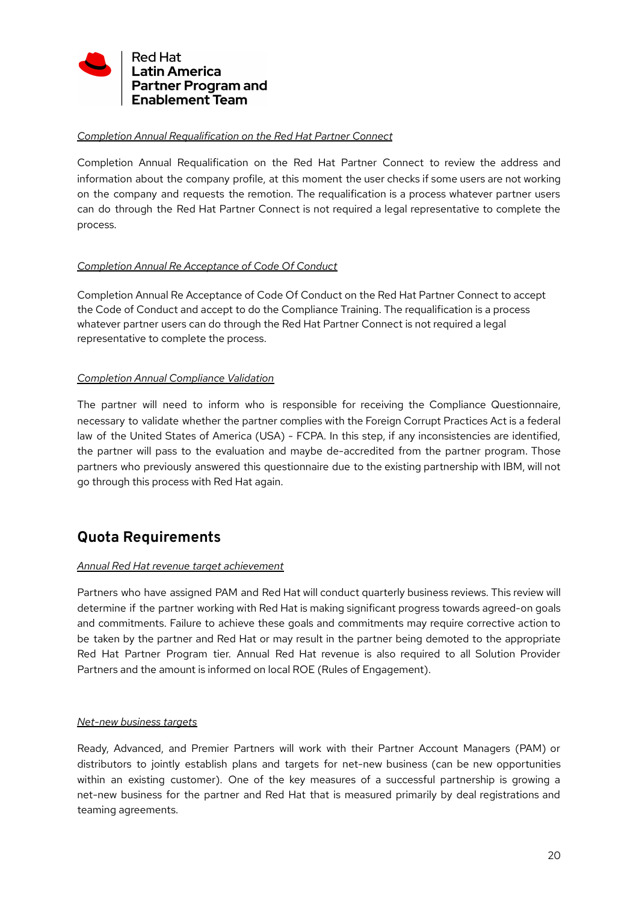*Completion Annual Requalification on the Red Hat Partner Connect*

Completion Annual Requalification on the Red Hat Partner Connect to review the address and information about the company profile, at this moment the user checks if some users are not working on the company and requests the remotion. The requalification is a process whatever partner users can do through the Red Hat Partner Connect is not required a legal representative to complete the process.

*Completion Annual Re Acceptance of Code Of Conduct*

Completion Annual Re Acceptance of Code Of Conduct on the Red Hat Partner Connect to accept the Code of Conduct and accept to do the Compliance Training. The requalification is a process whatever partner users can do through the Red Hat Partner Connect is not required a legal representative to complete the process.

*Completion Annual Compliance Validation*

The partner will need to inform who is responsible for receiving the Compliance Questionnaire, necessary to validate whether the partner complies with the Foreign Corrupt Practices Act is a federal law of the United States of America (USA) - FCPA. In this step, if any inconsistencies are identified, the partner will pass to the evaluation and maybe de-accredited from the partner program. Those partners who previously answered this questionnaire due to the existing partnership with IBM, will not go through this process with Red Hat again.

## Quota Requirements

*Annual Red Hat revenue target achievement*

Partners who have assigned PAM and Red Hat will conduct quarterly business reviews. This review will determine if the partner working with Red Hat is making significant progress towards agreed-on goals and commitments. Failure to achieve these goals and commitments may require corrective action to be taken by the partner and Red Hat or may result in the partner being demoted to the appropriate Red Hat Partner Program tier. Annual Red Hat revenue is also required to all Solution Provider Partners and the amount is informed on local ROE (Rules of Engagement).

*Net-new business targets*

Ready, Advanced, and Premier Partners will work with their Partner Account Managers (PAM) or distributors to jointly establish plans and targets for net-new business (can be new opportunities within an existing customer). One of the key measures of a successful partnership is growing a net-new business for the partner and Red Hat that is measured primarily by deal registrations and teaming agreements.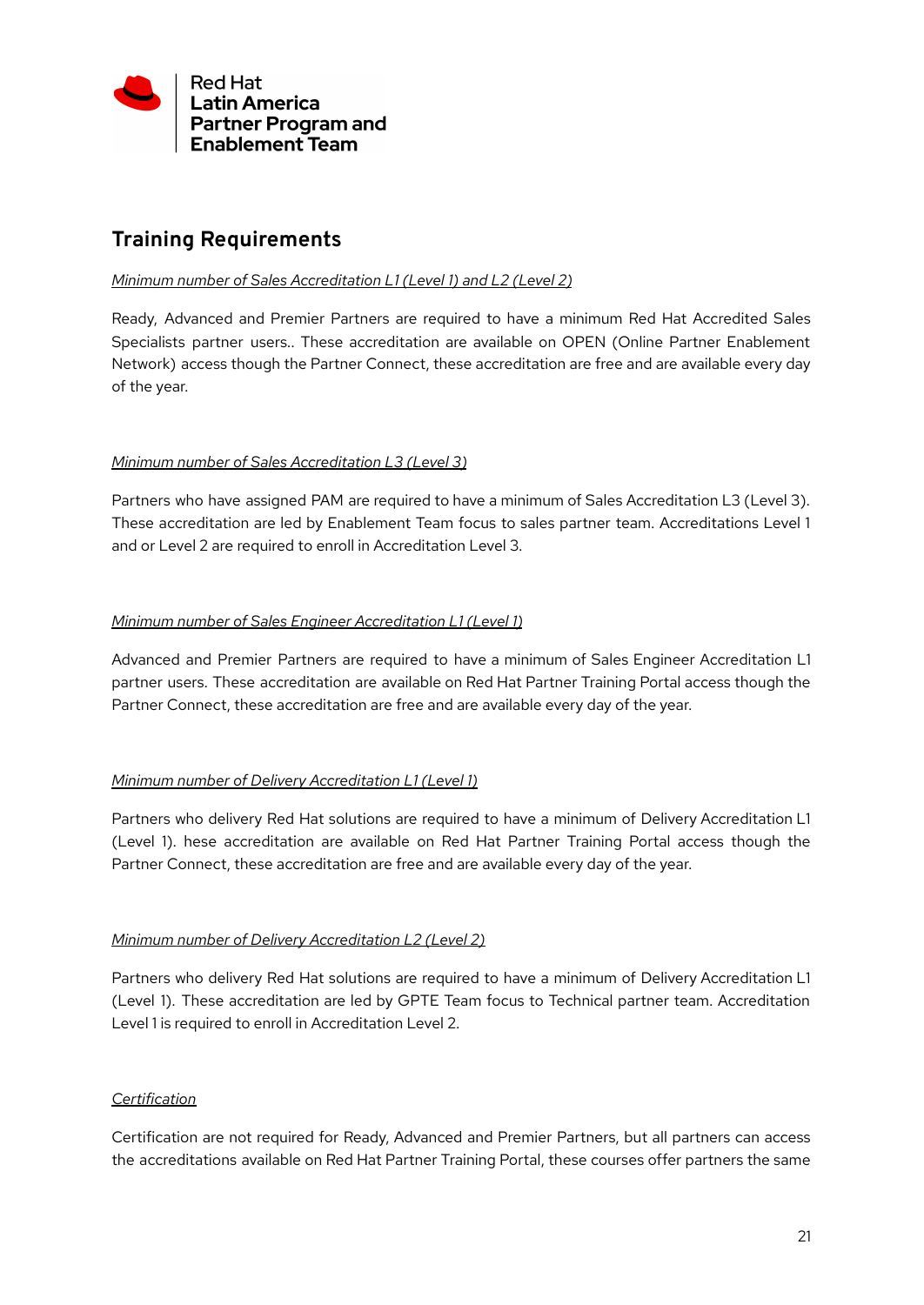Red Hat
**Latin America**
**Partner Program and**
**Enablement Team**

## Training Requirements

*Minimum number of Sales Accreditation L1 (Level 1) and L2 (Level 2)*

Ready, Advanced and Premier Partners are required to have a minimum Red Hat Accredited Sales Specialists partner users.. These accreditation are available on OPEN (Online Partner Enablement Network) access though the Partner Connect, these accreditation are free and are available every day of the year.

*Minimum number of Sales Accreditation L3 (Level 3)*

Partners who have assigned PAM are required to have a minimum of Sales Accreditation L3 (Level 3). These accreditation are led by Enablement Team focus to sales partner team. Accreditations Level 1 and or Level 2 are required to enroll in Accreditation Level 3.

*Minimum number of Sales Engineer Accreditation L1 (Level 1)*

Advanced and Premier Partners are required to have a minimum of Sales Engineer Accreditation L1 partner users. These accreditation are available on Red Hat Partner Training Portal access though the Partner Connect, these accreditation are free and are available every day of the year.

*Minimum number of Delivery Accreditation L1 (Level 1)*

Partners who delivery Red Hat solutions are required to have a minimum of Delivery Accreditation L1 (Level 1). hese accreditation are available on Red Hat Partner Training Portal access though the Partner Connect, these accreditation are free and are available every day of the year.

*Minimum number of Delivery Accreditation L2 (Level 2)*

Partners who delivery Red Hat solutions are required to have a minimum of Delivery Accreditation L1 (Level 1). These accreditation are led by GPTE Team focus to Technical partner team. Accreditation Level 1 is required to enroll in Accreditation Level 2.

*Certification*

Certification are not required for Ready, Advanced and Premier Partners, but all partners can access the accreditations available on Red Hat Partner Training Portal, these courses offer partners the same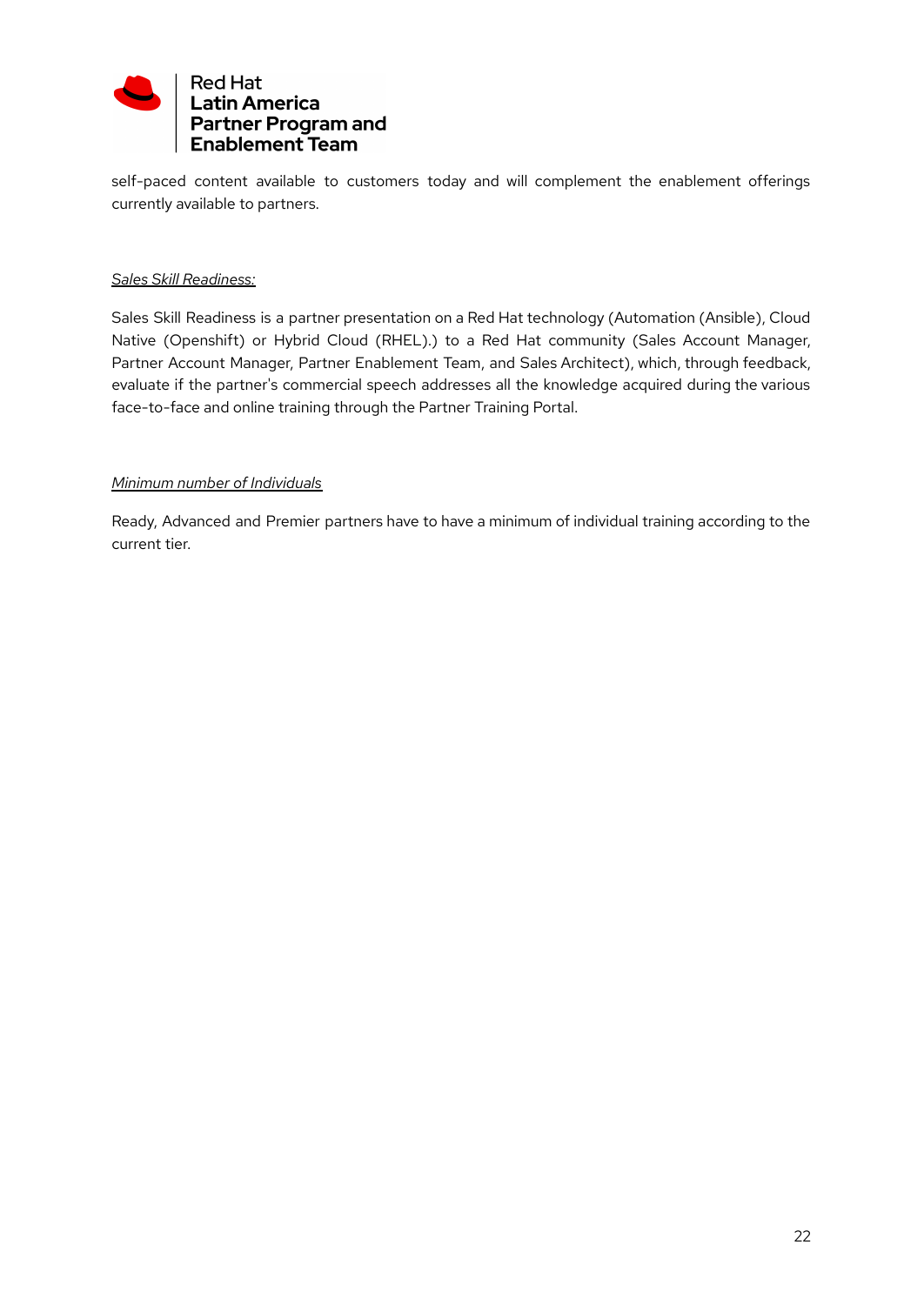self-paced content available to customers today and will complement the enablement offerings currently available to partners.

*Sales Skill Readiness:*

Sales Skill Readiness is a partner presentation on a Red Hat technology (Automation (Ansible), Cloud Native (Openshift) or Hybrid Cloud (RHEL).) to a Red Hat community (Sales Account Manager, Partner Account Manager, Partner Enablement Team, and Sales Architect), which, through feedback, evaluate if the partner's commercial speech addresses all the knowledge acquired during the various face-to-face and online training through the Partner Training Portal.

*Minimum number of Individuals*

Ready, Advanced and Premier partners have to have a minimum of individual training according to the current tier.